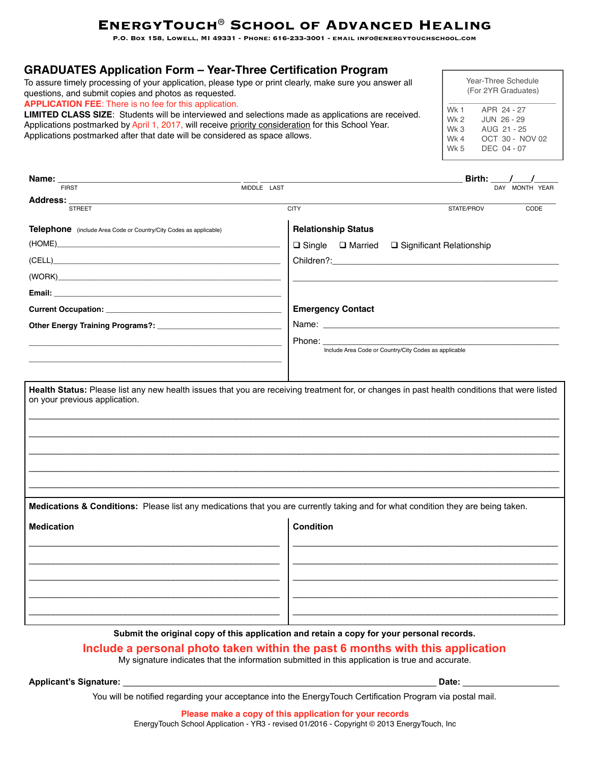# ENERGYTOUCH® SCHOOL OF ADVANCED HEALING

P.O. Box 158, Lowell, MI 49331 - Phone: 616-233-3001 - email info@energytouchschool.com

## GRADUATES Application Form – Year-Three Certification Program

To assure timely processing of your application, please type or print clearly, make sure you answer all questions, and submit copies and photos as requested.

APPLICATION FEE: There is no fee for this application.

**LIMITED CLASS SIZE**: Students will be interviewed and selections made as applications are received. Applications postmarked by April 1, 2017, will receive priority consideration for this School Year. Applications postmarked after that date will be considered as space allows.

| Year-Three Schedule (For 2YR Graduates) | |
|---|---|
| Wk 1 | APR 24 - 27 |
| Wk 2 | JUN 26 - 29 |
| Wk 3 | AUG 21 - 25 |
| Wk 4 | OCT 30 - NOV 02 |
| Wk 5 | DEC 04 - 07 |

**Name:** ______________________ ___ ______________________ **Birth:** ____/____/_____
FIRST MIDDLE LAST DAY MONTH YEAR

**Address:** __________________________________________________________
STREET CITY STATE/PROV CODE

**Telephone** (include Area Code or Country/City Codes as applicable)

(HOME)______________________________

(CELL)______________________________

(WORK)______________________________

**Email:** ______________________________

**Current Occupation:** ______________________________

**Other Energy Training Programs?:** ______________________________

______________________________

______________________________

**Relationship Status**

❑ Single ❑ Married ❑ Significant Relationship

Children?:______________________________

______________________________

**Emergency Contact**

Name: ______________________________

Phone: ______________________________
Include Area Code or Country/City Codes as applicable

**Health Status:** Please list any new health issues that you are receiving treatment for, or changes in past health conditions that were listed on your previous application.

______________________________________________________________

______________________________________________________________

______________________________________________________________

______________________________________________________________

______________________________________________________________

**Medications & Conditions:** Please list any medications that you are currently taking and for what condition they are being taken.

| Medication | Condition |
|---|---|
| | |
| | |
| | |
| | |
| | |

**Submit the original copy of this application and retain a copy for your personal records.**

**Include a personal photo taken within the past 6 months with this application**

My signature indicates that the information submitted in this application is true and accurate.

**Applicant's Signature:** ______________________________ **Date:** ______________

You will be notified regarding your acceptance into the EnergyTouch Certification Program via postal mail.

**Please make a copy of this application for your records**

EnergyTouch School Application - YR3 - revised 01/2016 - Copyright © 2013 EnergyTouch, Inc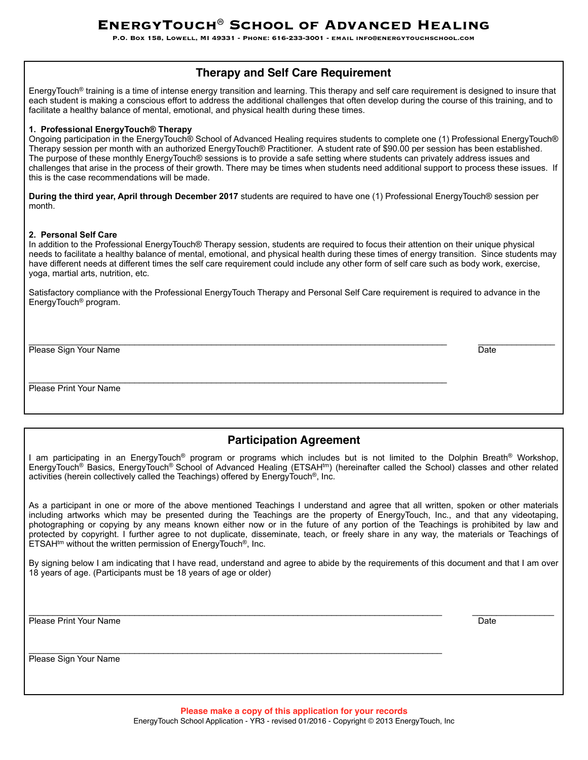# EnergyTouch® School of Advanced Healing

P.O. Box 158, Lowell, MI 49331 - Phone: 616-233-3001 - email info@energytouchschool.com

## Therapy and Self Care Requirement

EnergyTouch® training is a time of intense energy transition and learning. This therapy and self care requirement is designed to insure that each student is making a conscious effort to address the additional challenges that often develop during the course of this training, and to facilitate a healthy balance of mental, emotional, and physical health during these times.

**1. Professional EnergyTouch® Therapy**

Ongoing participation in the EnergyTouch® School of Advanced Healing requires students to complete one (1) Professional EnergyTouch® Therapy session per month with an authorized EnergyTouch® Practitioner. A student rate of $90.00 per session has been established. The purpose of these monthly EnergyTouch® sessions is to provide a safe setting where students can privately address issues and challenges that arise in the process of their growth. There may be times when students need additional support to process these issues. If this is the case recommendations will be made.

**During the third year, April through December 2017** students are required to have one (1) Professional EnergyTouch® session per month.

**2. Personal Self Care**

In addition to the Professional EnergyTouch® Therapy session, students are required to focus their attention on their unique physical needs to facilitate a healthy balance of mental, emotional, and physical health during these times of energy transition. Since students may have different needs at different times the self care requirement could include any other form of self care such as body work, exercise, yoga, martial arts, nutrition, etc.

Satisfactory compliance with the Professional EnergyTouch Therapy and Personal Self Care requirement is required to advance in the EnergyTouch® program.

\_\_\_\_\_\_\_\_\_\_\_\_\_\_\_\_\_\_\_\_\_\_\_\_\_\_\_\_\_\_\_\_\_\_\_\_\_\_\_\_\_\_\_\_ \_\_\_\_\_\_\_\_\_\_\_\_\_\_\_\_

Please Sign Your Name Date

\_\_\_\_\_\_\_\_\_\_\_\_\_\_\_\_\_\_\_\_\_\_\_\_\_\_\_\_\_\_\_\_\_\_\_\_\_\_\_\_\_\_\_\_

Please Print Your Name

## Participation Agreement

I am participating in an EnergyTouch® program or programs which includes but is not limited to the Dolphin Breath® Workshop, EnergyTouch® Basics, EnergyTouch® School of Advanced Healing (ETSAHtm) (hereinafter called the School) classes and other related activities (herein collectively called the Teachings) offered by EnergyTouch®, Inc.

As a participant in one or more of the above mentioned Teachings I understand and agree that all written, spoken or other materials including artworks which may be presented during the Teachings are the property of EnergyTouch, Inc., and that any videotaping, photographing or copying by any means known either now or in the future of any portion of the Teachings is prohibited by law and protected by copyright. I further agree to not duplicate, disseminate, teach, or freely share in any way, the materials or Teachings of ETSAHtm without the written permission of EnergyTouch®, Inc.

By signing below I am indicating that I have read, understand and agree to abide by the requirements of this document and that I am over 18 years of age. (Participants must be 18 years of age or older)

\_\_\_\_\_\_\_\_\_\_\_\_\_\_\_\_\_\_\_\_\_\_\_\_\_\_\_\_\_\_\_\_\_\_\_\_\_\_\_\_\_\_\_\_ \_\_\_\_\_\_\_\_\_\_\_\_\_\_\_\_

Please Print Your Name Date

\_\_\_\_\_\_\_\_\_\_\_\_\_\_\_\_\_\_\_\_\_\_\_\_\_\_\_\_\_\_\_\_\_\_\_\_\_\_\_\_\_\_\_\_

Please Sign Your Name

**Please make a copy of this application for your records**

EnergyTouch School Application - YR3 - revised 01/2016 - Copyright © 2013 EnergyTouch, Inc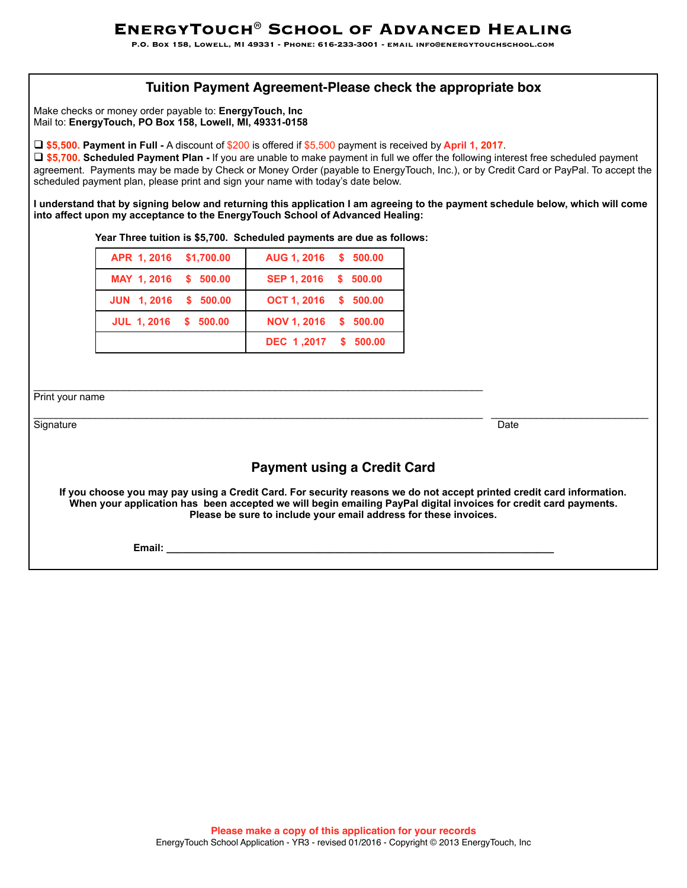# EnergyTouch® School of Advanced Healing

P.O. Box 158, Lowell, MI 49331 - Phone: 616-233-3001 - email info@energytouchschool.com

## Tuition Payment Agreement-Please check the appropriate box

Make checks or money order payable to: **EnergyTouch, Inc**
Mail to: **EnergyTouch, PO Box 158, Lowell, MI, 49331-0158**

❑ **$5,500. Payment in Full -** A discount of $200 is offered if $5,500 payment is received by **April 1, 2017**.
❑ **$5,700. Scheduled Payment Plan -** If you are unable to make payment in full we offer the following interest free scheduled payment agreement. Payments may be made by Check or Money Order (payable to EnergyTouch, Inc.), or by Credit Card or PayPal. To accept the scheduled payment plan, please print and sign your name with today's date below.

**I understand that by signing below and returning this application I am agreeing to the payment schedule below, which will come into affect upon my acceptance to the EnergyTouch School of Advanced Healing:**

**Year Three tuition is $5,700. Scheduled payments are due as follows:**

| | |
|---|---|
| APR 1, 2016 $1,700.00 | AUG 1, 2016 $ 500.00 |
| MAY 1, 2016 $ 500.00 | SEP 1, 2016 $ 500.00 |
| JUN 1, 2016 $ 500.00 | OCT 1, 2016 $ 500.00 |
| JUL 1, 2016 $ 500.00 | NOV 1, 2016 $ 500.00 |
| | DEC 1 ,2017 $ 500.00 |

______________________________________________
Print your name

______________________________________________ ____________________
Signature Date

## Payment using a Credit Card

**If you choose you may pay using a Credit Card. For security reasons we do not accept printed credit card information. When your application has been accepted we will begin emailing PayPal digital invoices for credit card payments. Please be sure to include your email address for these invoices.**

**Email:** ______________________________________________

**Please make a copy of this application for your records**

EnergyTouch School Application - YR3 - revised 01/2016 - Copyright © 2013 EnergyTouch, Inc